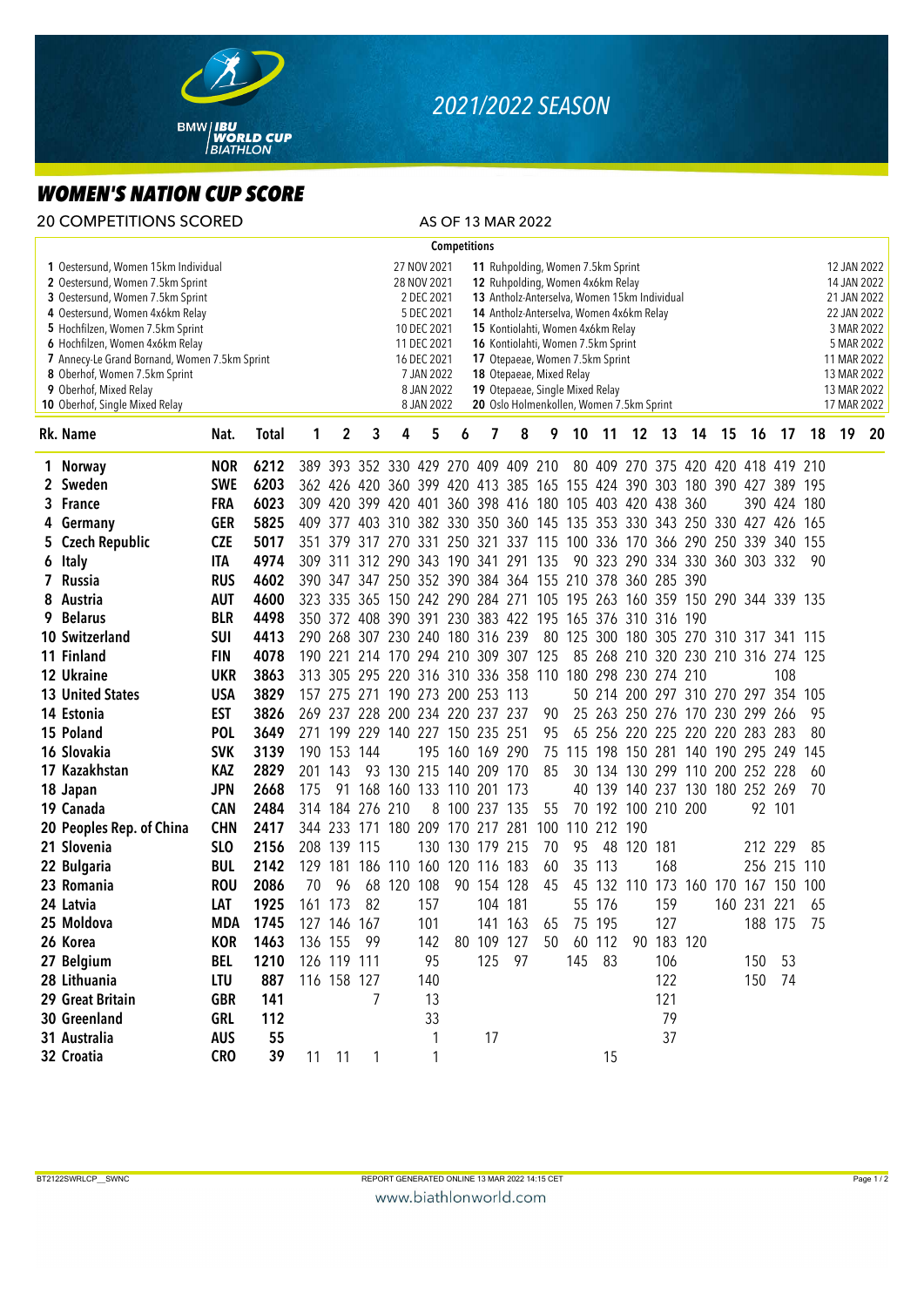# 2021/2022 SEASON

## WOMEN'S NATION CUP SCORE

20 COMPETITIONS SCORED — AS OF 13 MAR 2022

**Competitions**

| No. | Competition | Date | No. | Competition | Date |
|---|---|---|---|---|---|
| 1 | Oestersund, Women 15km Individual | 27 NOV 2021 | 11 | Ruhpolding, Women 7.5km Sprint | 12 JAN 2022 |
| 2 | Oestersund, Women 7.5km Sprint | 28 NOV 2021 | 12 | Ruhpolding, Women 4x6km Relay | 14 JAN 2022 |
| 3 | Oestersund, Women 7.5km Sprint | 2 DEC 2021 | 13 | Antholz-Anterselva, Women 15km Individual | 21 JAN 2022 |
| 4 | Oestersund, Women 4x6km Relay | 5 DEC 2021 | 14 | Antholz-Anterselva, Women 4x6km Relay | 22 JAN 2022 |
| 5 | Hochfilzen, Women 7.5km Sprint | 10 DEC 2021 | 15 | Kontiolahti, Women 4x6km Relay | 3 MAR 2022 |
| 6 | Hochfilzen, Women 4x6km Relay | 11 DEC 2021 | 16 | Kontiolahti, Women 7.5km Sprint | 5 MAR 2022 |
| 7 | Annecy-Le Grand Bornand, Women 7.5km Sprint | 16 DEC 2021 | 17 | Otepaeae, Women 7.5km Sprint | 11 MAR 2022 |
| 8 | Oberhof, Women 7.5km Sprint | 7 JAN 2022 | 18 | Otepaeae, Mixed Relay | 13 MAR 2022 |
| 9 | Oberhof, Mixed Relay | 8 JAN 2022 | 19 | Otepaeae, Single Mixed Relay | 13 MAR 2022 |
| 10 | Oberhof, Single Mixed Relay | 8 JAN 2022 | 20 | Oslo Holmenkollen, Women 7.5km Sprint | 17 MAR 2022 |

| Rk. | Name | Nat. | Total | 1 | 2 | 3 | 4 | 5 | 6 | 7 | 8 | 9 | 10 | 11 | 12 | 13 | 14 | 15 | 16 | 17 | 18 | 19 | 20 |
|---|---|---|---|---|---|---|---|---|---|---|---|---|---|---|---|---|---|---|---|---|---|---|---|
| 1 | Norway | NOR | 6212 | 389 | 393 | 352 | 330 | 429 | 270 | 409 | 409 | 210 | 80 | 409 | 270 | 375 | 420 | 420 | 418 | 419 | 210 | | |
| 2 | Sweden | SWE | 6203 | 362 | 426 | 420 | 360 | 399 | 420 | 413 | 385 | 165 | 155 | 424 | 390 | 303 | 180 | 390 | 427 | 389 | 195 | | |
| 3 | France | FRA | 6023 | 309 | 420 | 399 | 420 | 401 | 360 | 398 | 416 | 180 | 105 | 403 | 420 | 438 | 360 | | 390 | 424 | 180 | | |
| 4 | Germany | GER | 5825 | 409 | 377 | 403 | 310 | 382 | 330 | 350 | 360 | 145 | 135 | 353 | 330 | 343 | 250 | 330 | 427 | 426 | 165 | | |
| 5 | Czech Republic | CZE | 5017 | 351 | 379 | 317 | 270 | 331 | 250 | 321 | 337 | 115 | 100 | 336 | 170 | 366 | 290 | 250 | 339 | 340 | 155 | | |
| 6 | Italy | ITA | 4974 | 309 | 311 | 312 | 290 | 343 | 190 | 341 | 291 | 135 | 90 | 323 | 290 | 334 | 330 | 360 | 303 | 332 | 90 | | |
| 7 | Russia | RUS | 4602 | 390 | 347 | 347 | 250 | 352 | 390 | 384 | 364 | 155 | 210 | 378 | 360 | 285 | 390 | | | | | | |
| 8 | Austria | AUT | 4600 | 323 | 335 | 365 | 150 | 242 | 290 | 284 | 271 | 105 | 195 | 263 | 160 | 359 | 150 | 290 | 344 | 339 | 135 | | |
| 9 | Belarus | BLR | 4498 | 350 | 372 | 408 | 390 | 391 | 230 | 383 | 422 | 195 | 165 | 376 | 310 | 316 | 190 | | | | | | |
| 10 | Switzerland | SUI | 4413 | 290 | 268 | 307 | 230 | 240 | 180 | 316 | 239 | 80 | 125 | 300 | 180 | 305 | 270 | 310 | 317 | 341 | 115 | | |
| 11 | Finland | FIN | 4078 | 190 | 221 | 214 | 170 | 294 | 210 | 309 | 307 | 125 | 85 | 268 | 210 | 320 | 230 | 210 | 316 | 274 | 125 | | |
| 12 | Ukraine | UKR | 3863 | 313 | 305 | 295 | 220 | 316 | 310 | 336 | 358 | 110 | 180 | 298 | 230 | 274 | 210 | | | 108 | | | |
| 13 | United States | USA | 3829 | 157 | 275 | 271 | 190 | 273 | 200 | 253 | 113 | | 50 | 214 | 200 | 297 | 310 | 270 | 297 | 354 | 105 | | |
| 14 | Estonia | EST | 3826 | 269 | 237 | 228 | 200 | 234 | 220 | 237 | 237 | 90 | 25 | 263 | 250 | 276 | 170 | 230 | 299 | 266 | 95 | | |
| 15 | Poland | POL | 3649 | 271 | 199 | 229 | 140 | 227 | 150 | 235 | 251 | 95 | 65 | 256 | 220 | 225 | 220 | 220 | 283 | 283 | 80 | | |
| 16 | Slovakia | SVK | 3139 | 190 | 153 | 144 | | 195 | 160 | 169 | 290 | 75 | 115 | 198 | 150 | 281 | 140 | 190 | 295 | 249 | 145 | | |
| 17 | Kazakhstan | KAZ | 2829 | 201 | 143 | 93 | 130 | 215 | 140 | 209 | 170 | 85 | 30 | 134 | 130 | 299 | 110 | 200 | 252 | 228 | 60 | | |
| 18 | Japan | JPN | 2668 | 175 | 91 | 168 | 160 | 133 | 110 | 201 | 173 | | 40 | 139 | 140 | 237 | 130 | 180 | 252 | 269 | 70 | | |
| 19 | Canada | CAN | 2484 | 314 | 184 | 276 | 210 | 8 | 100 | 237 | 135 | 55 | 70 | 192 | 100 | 210 | 200 | | 92 | 101 | | | |
| 20 | Peoples Rep. of China | CHN | 2417 | 344 | 233 | 171 | 180 | 209 | 170 | 217 | 281 | 100 | 110 | 212 | 190 | | | | | | | | |
| 21 | Slovenia | SLO | 2156 | 208 | 139 | 115 | | 130 | 130 | 179 | 215 | 70 | 95 | 48 | 120 | 181 | | | 212 | 229 | 85 | | |
| 22 | Bulgaria | BUL | 2142 | 129 | 181 | 186 | 110 | 160 | 120 | 116 | 183 | 60 | 35 | 113 | | 168 | | | 256 | 215 | 110 | | |
| 23 | Romania | ROU | 2086 | 70 | 96 | 68 | 120 | 108 | 90 | 154 | 128 | 45 | 45 | 132 | 110 | 173 | 160 | 170 | 167 | 150 | 100 | | |
| 24 | Latvia | LAT | 1925 | 161 | 173 | 82 | | 157 | | 104 | 181 | | 55 | 176 | | 159 | | 160 | 231 | 221 | 65 | | |
| 25 | Moldova | MDA | 1745 | 127 | 146 | 167 | | 101 | | 141 | 163 | 65 | 75 | 195 | | 127 | | | 188 | 175 | 75 | | |
| 26 | Korea | KOR | 1463 | 136 | 155 | 99 | | 142 | 80 | 109 | 127 | 50 | 60 | 112 | 90 | 183 | 120 | | | | | | |
| 27 | Belgium | BEL | 1210 | 126 | 119 | 111 | | 95 | | 125 | 97 | | 145 | 83 | | 106 | | | 150 | 53 | | | |
| 28 | Lithuania | LTU | 887 | 116 | 158 | 127 | | 140 | | | | | | | | 122 | | | 150 | 74 | | | |
| 29 | Great Britain | GBR | 141 | | | 7 | | 13 | | | | | | | | 121 | | | | | | | |
| 30 | Greenland | GRL | 112 | | | | | 33 | | | | | | | | 79 | | | | | | | |
| 31 | Australia | AUS | 55 | | | | | 1 | | 17 | | | | | | 37 | | | | | | | |
| 32 | Croatia | CRO | 39 | 11 | 11 | 1 | | 1 | | | | | | 15 | | | | | | | | | |

BT2122SWRLCP__SWNC — REPORT GENERATED ONLINE 13 MAR 2022 14:15 CET

www.biathlonworld.com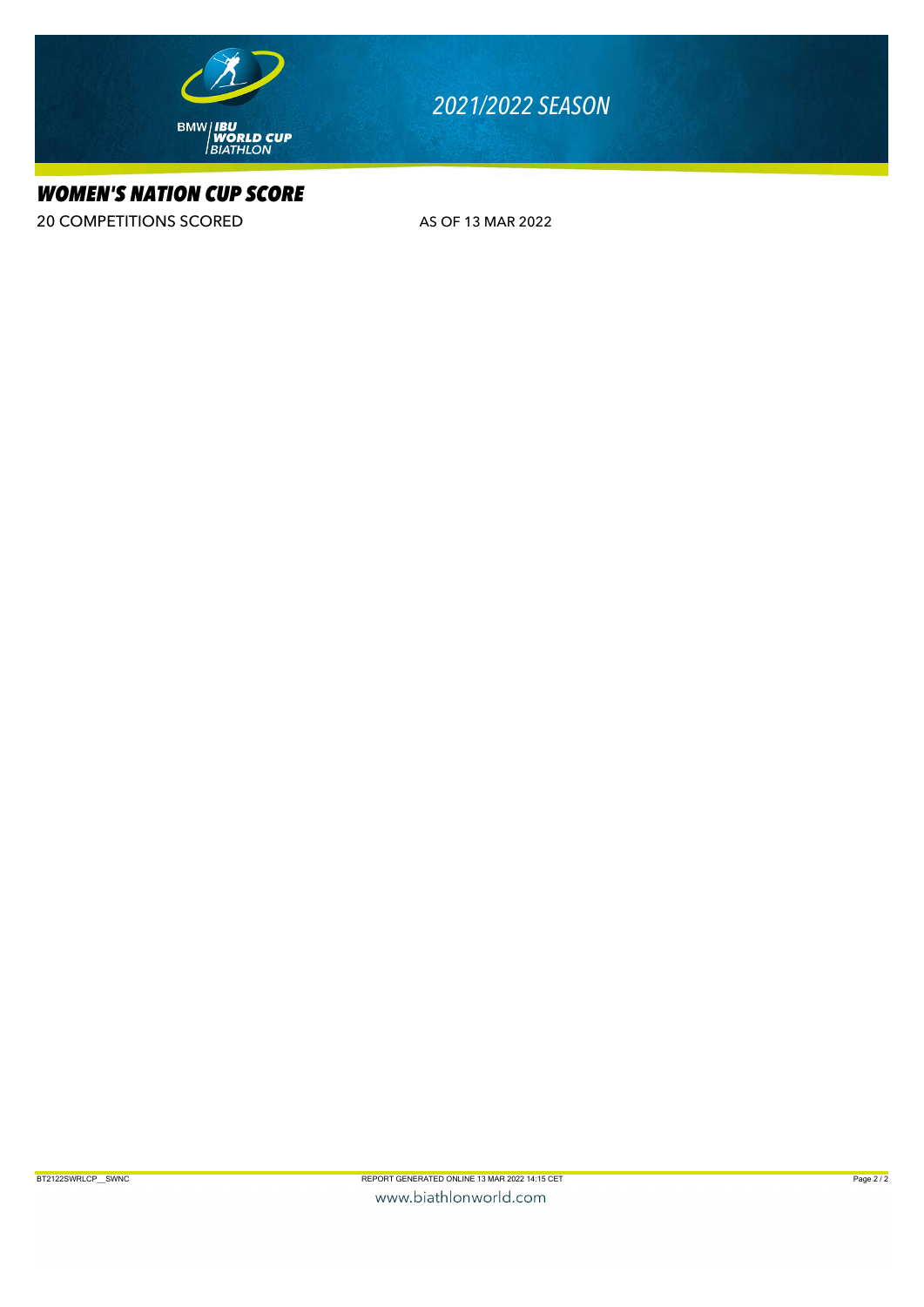2021/2022 SEASON

## WOMEN'S NATION CUP SCORE

20 COMPETITIONS SCORED

AS OF 13 MAR 2022